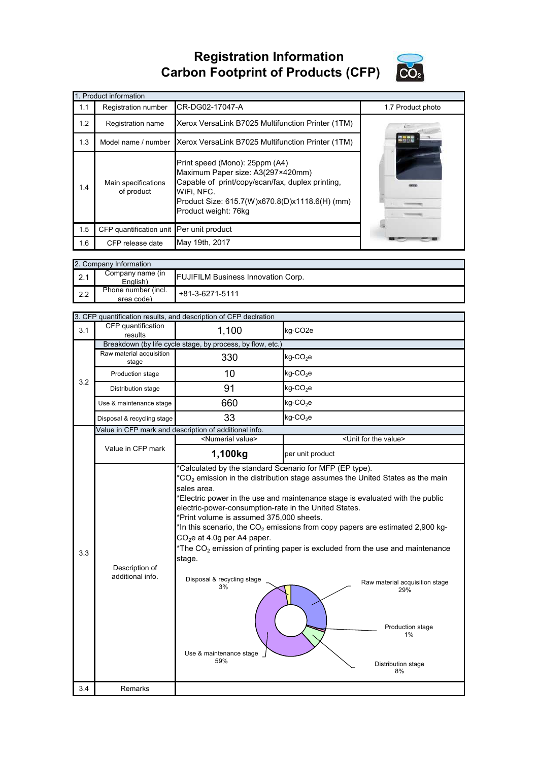# Registration Information
# Carbon Footprint of Products (CFP)

| 1. Product information | | | |
|---|---|---|---|
| 1.1 | Registration number | CR-DG02-17047-A | 1.7 Product photo |
| 1.2 | Registration name | Xerox VersaLink B7025 Multifunction Printer (1TM) | |
| 1.3 | Model name / number | Xerox VersaLink B7025 Multifunction Printer (1TM) | |
| 1.4 | Main specifications of product | Print speed (Mono): 25ppm (A4)<br>Maximum Paper size: A3(297×420mm)<br>Capable of print/copy/scan/fax, duplex printing, WiFi, NFC.<br>Product Size: 615.7(W)x670.8(D)x1118.6(H) (mm)<br>Product weight: 76kg | |
| 1.5 | CFP quantification unit | Per unit product | |
| 1.6 | CFP release date | May 19th, 2017 | |

| 2. Company Information | | |
|---|---|---|
| 2.1 | Company name (in English) | FUJIFILM Business Innovation Corp. |
| 2.2 | Phone number (incl. area code) | +81-3-6271-5111 |

| 3. CFP quantification results, and description of CFP declration | | | |
|---|---|---|---|
| 3.1 | CFP quantification results | 1,100 | kg-CO2e |
| 3.2 | Breakdown (by life cycle stage, by process, by flow, etc.) | | |
| | Raw material acquisition stage | 330 | kg-$CO_2$e |
| | Production stage | 10 | kg-$CO_2$e |
| | Distribution stage | 91 | kg-$CO_2$e |
| | Use & maintenance stage | 660 | kg-$CO_2$e |
| | Disposal & recycling stage | 33 | kg-$CO_2$e |
| 3.3 | Value in CFP mark and description of additional info. | | |
| | Value in CFP mark | <Numerial value><br>**1,100kg** | <Unit for the value><br>per unit product |
| | Description of additional info. | *Calculated by the standard Scenario for MFP (EP type).<br>*$CO_2$ emission in the distribution stage assumes the United States as the main sales area.<br>*Electric power in the use and maintenance stage is evaluated with the public electric-power-consumption-rate in the United States.<br>*Print volume is assumed 375,000 sheets.<br>*In this scenario, the $CO_2$ emissions from copy papers are estimated 2,900 kg-$CO_2$e at 4.0g per A4 paper.<br>*The $CO_2$ emission of printing paper is excluded from the use and maintenance stage. | |
| 3.4 | Remarks | | |

Disposal & recycling stage
3%

Raw material acquisition stage
29%

Production stage
1%

Distribution stage
8%

Use & maintenance stage
59%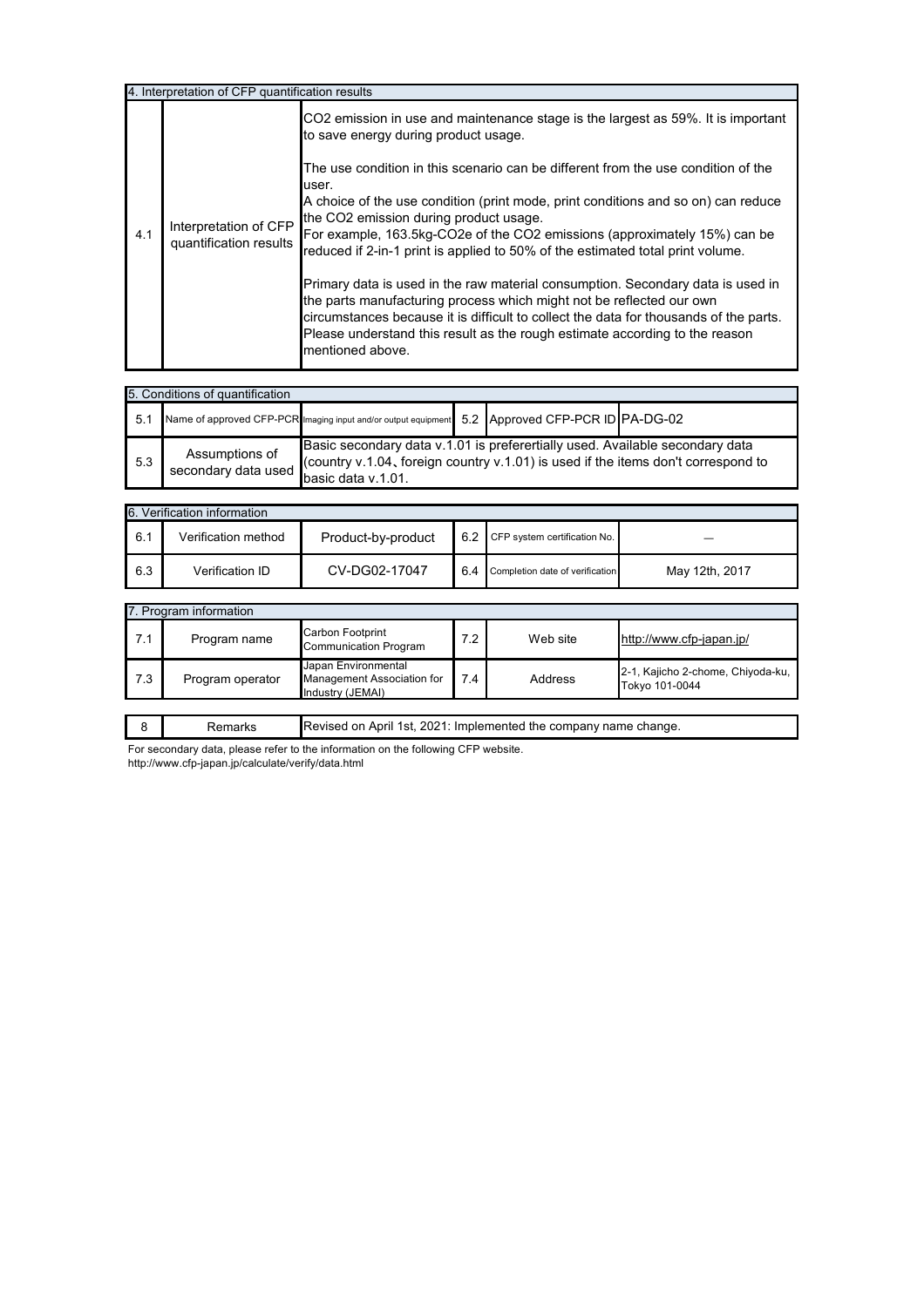| 4. Interpretation of CFP quantification results | | |
|---|---|---|
| 4.1 | Interpretation of CFP quantification results | $CO_2$ emission in use and maintenance stage is the largest as 59%. It is important to save energy during product usage.<br><br>The use condition in this scenario can be different from the use condition of the user.<br>A choice of the use condition (print mode, print conditions and so on) can reduce the $CO_2$ emission during product usage.<br>For example, 163.5kg-$CO_2$e of the $CO_2$ emissions (approximately 15%) can be reduced if 2-in-1 print is applied to 50% of the estimated total print volume.<br><br>Primary data is used in the raw material consumption. Secondary data is used in the parts manufacturing process which might not be reflected our own circumstances because it is difficult to collect the data for thousands of the parts. Please understand this result as the rough estimate according to the reason mentioned above. |

| 5. Conditions of quantification | | | | | |
|---|---|---|---|---|---|
| 5.1 | Name of approved CFP-PCR | Imaging input and/or output equipment | 5.2 | Approved CFP-PCR ID | PA-DG-02 |
| 5.3 | Assumptions of secondary data used | Basic secondary data v.1.01 is preferertially used. Available secondary data (country v.1.04、foreign country v.1.01) is used if the items don't correspond to basic data v.1.01. | | | |

| 6. Verification information | | | | | |
|---|---|---|---|---|---|
| 6.1 | Verification method | Product-by-product | 6.2 | CFP system certification No. | — |
| 6.3 | Verification ID | CV-DG02-17047 | 6.4 | Completion date of verification | May 12th, 2017 |

| 7. Program information | | | | | |
|---|---|---|---|---|---|
| 7.1 | Program name | Carbon Footprint Communication Program | 7.2 | Web site | http://www.cfp-japan.jp/ |
| 7.3 | Program operator | Japan Environmental Management Association for Industry (JEMAI) | 7.4 | Address | 2-1, Kajicho 2-chome, Chiyoda-ku, Tokyo 101-0044 |

| | | |
|---|---|---|
| 8 | Remarks | Revised on April 1st, 2021: Implemented the company name change. |

For secondary data, please refer to the information on the following CFP website.
http://www.cfp-japan.jp/calculate/verify/data.html